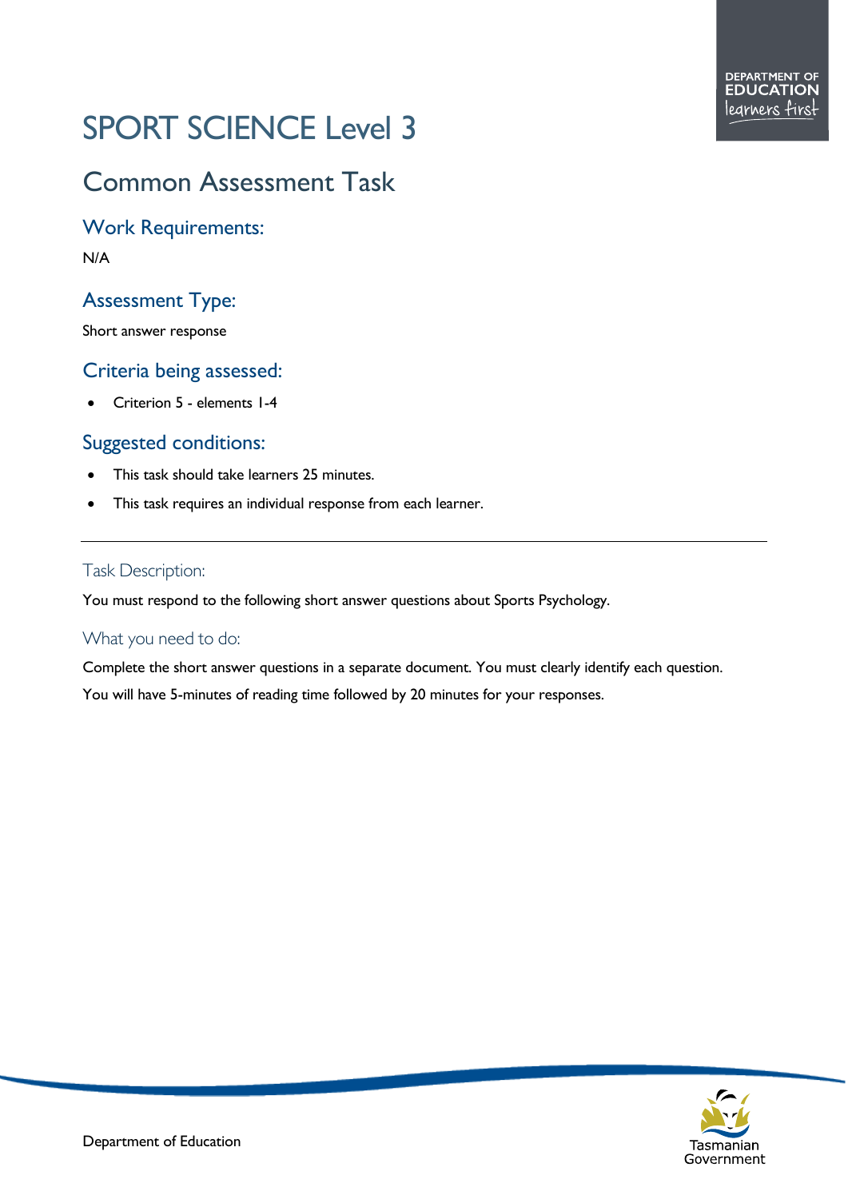# SPORT SCIENCE Level 3

## Common Assessment Task

### Work Requirements:

N/A

### Assessment Type:

Short answer response

### Criteria being assessed:

- Criterion 5 - elements 1-4

### Suggested conditions:

- This task should take learners 25 minutes.
- This task requires an individual response from each learner.

---

#### Task Description:

You must respond to the following short answer questions about Sports Psychology.

#### What you need to do:

Complete the short answer questions in a separate document. You must clearly identify each question.

You will have 5-minutes of reading time followed by 20 minutes for your responses.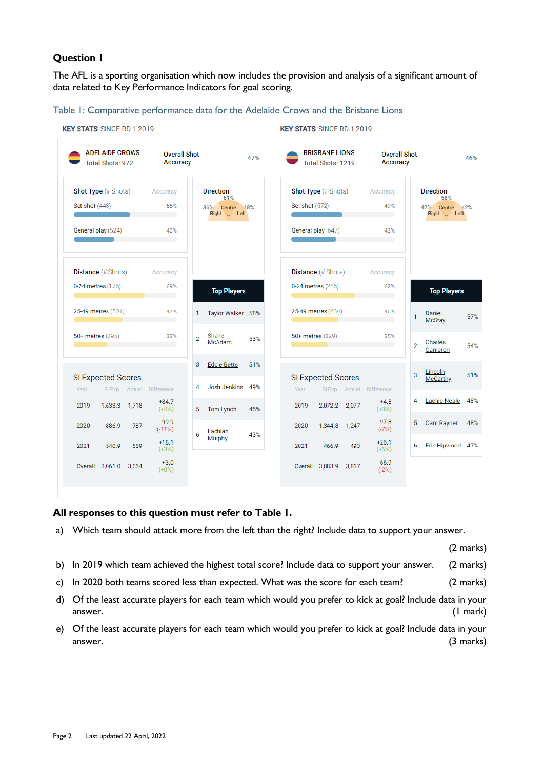## Question 1

The AFL is a sporting organisation which now includes the provision and analysis of a significant amount of data related to Key Performance Indicators for goal scoring.

Table 1: Comparative performance data for the Adelaide Crows and the Brisbane Lions

**KEY STATS** SINCE RD 1 2019

**ADELAIDE CROWS** — Total Shots: 972 — Overall Shot Accuracy: 47%

| Shot Type (# Shots) | Accuracy |
|---|---|
| Set shot (448) | 55% |
| General play (524) | 40% |

| Direction | |
|---|---|
| Right | 36% |
| Centre | 61% |
| Left | 48% |

| Distance (# Shots) | Accuracy |
|---|---|
| 0-24 metres (176) | 69% |
| 25-49 metres (501) | 47% |
| 50+ metres (295) | 33% |

| Top Players | | |
|---|---|---|
| 1 | Taylor Walker | 58% |
| 2 | Shane McAdam | 53% |
| 3 | Eddie Betts | 51% |
| 4 | Josh Jenkins | 49% |
| 5 | Tom Lynch | 45% |
| 6 | Lachlan Murphy | 43% |

SI Expected Scores

| Year | SI Exp. | Actual | Difference |
|---|---|---|---|
| 2019 | 1,633.3 | 1,718 | +84.7 (+5%) |
| 2020 | 886.9 | 787 | -99.9 (-11%) |
| 2021 | 540.9 | 559 | +18.1 (+3%) |
| Overall | 3,061.0 | 3,064 | +3.0 (+0%) |

**KEY STATS** SINCE RD 1 2019

**BRISBANE LIONS** — Total Shots: 1219 — Overall Shot Accuracy: 46%

| Shot Type (# Shots) | Accuracy |
|---|---|
| Set shot (572) | 49% |
| General play (647) | 43% |

| Direction | |
|---|---|
| Right | 42% |
| Centre | 58% |
| Left | 42% |

| Distance (# Shots) | Accuracy |
|---|---|
| 0-24 metres (256) | 62% |
| 25-49 metres (634) | 46% |
| 50+ metres (329) | 35% |

| Top Players | | |
|---|---|---|
| 1 | Daniel McStay | 57% |
| 2 | Charles Cameron | 54% |
| 3 | Lincoln McCarthy | 51% |
| 4 | Lachie Neale | 48% |
| 5 | Cam Rayner | 48% |
| 6 | Eric Hipwood | 47% |

SI Expected Scores

| Year | SI Exp. | Actual | Difference |
|---|---|---|---|
| 2019 | 2,072.2 | 2,077 | +4.8 (+0%) |
| 2020 | 1,344.8 | 1,247 | -97.8 (-7%) |
| 2021 | 466.9 | 493 | +26.1 (+6%) |
| Overall | 3,883.9 | 3,817 | -66.9 (-2%) |

**All responses to this question must refer to Table 1.**

a) Which team should attack more from the left than the right? Include data to support your answer. (2 marks)

b) In 2019 which team achieved the highest total score? Include data to support your answer. (2 marks)

c) In 2020 both teams scored less than expected. What was the score for each team? (2 marks)

d) Of the least accurate players for each team which would you prefer to kick at goal? Include data in your answer. (1 mark)

e) Of the least accurate players for each team which would you prefer to kick at goal? Include data in your answer. (3 marks)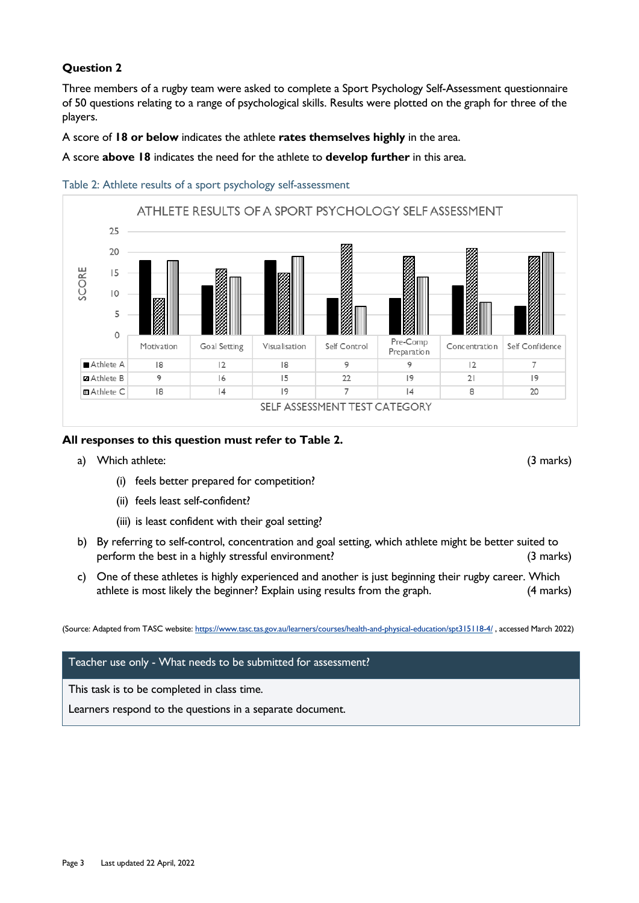**Question 2**

Three members of a rugby team were asked to complete a Sport Psychology Self-Assessment questionnaire of 50 questions relating to a range of psychological skills. Results were plotted on the graph for three of the players.

A score of **18 or below** indicates the athlete **rates themselves highly** in the area.

A score **above 18** indicates the need for the athlete to **develop further** in this area.

Table 2: Athlete results of a sport psychology self-assessment

ATHLETE RESULTS OF A SPORT PSYCHOLOGY SELF ASSESSMENT

SCORE

25
20
15
10
5
0

| | Motivation | Goal Setting | Visualisation | Self Control | Pre-Comp Preparation | Concentration | Self Confidence |
|---|---|---|---|---|---|---|---|
| Athlete A | 18 | 12 | 18 | 9 | 9 | 12 | 7 |
| Athlete B | 9 | 16 | 15 | 22 | 19 | 21 | 19 |
| Athlete C | 18 | 14 | 19 | 7 | 14 | 8 | 20 |

SELF ASSESSMENT TEST CATEGORY

**All responses to this question must refer to Table 2.**

a) Which athlete: (3 marks)

   (i) feels better prepared for competition?

   (ii) feels least self-confident?

   (iii) is least confident with their goal setting?

b) By referring to self-control, concentration and goal setting, which athlete might be better suited to perform the best in a highly stressful environment? (3 marks)

c) One of these athletes is highly experienced and another is just beginning their rugby career. Which athlete is most likely the beginner? Explain using results from the graph. (4 marks)

(Source: Adapted from TASC website: https://www.tasc.tas.gov.au/learners/courses/health-and-physical-education/spt315118-4/ , accessed March 2022)

| Teacher use only - What needs to be submitted for assessment? |
|---|
| This task is to be completed in class time. <br> Learners respond to the questions in a separate document. |